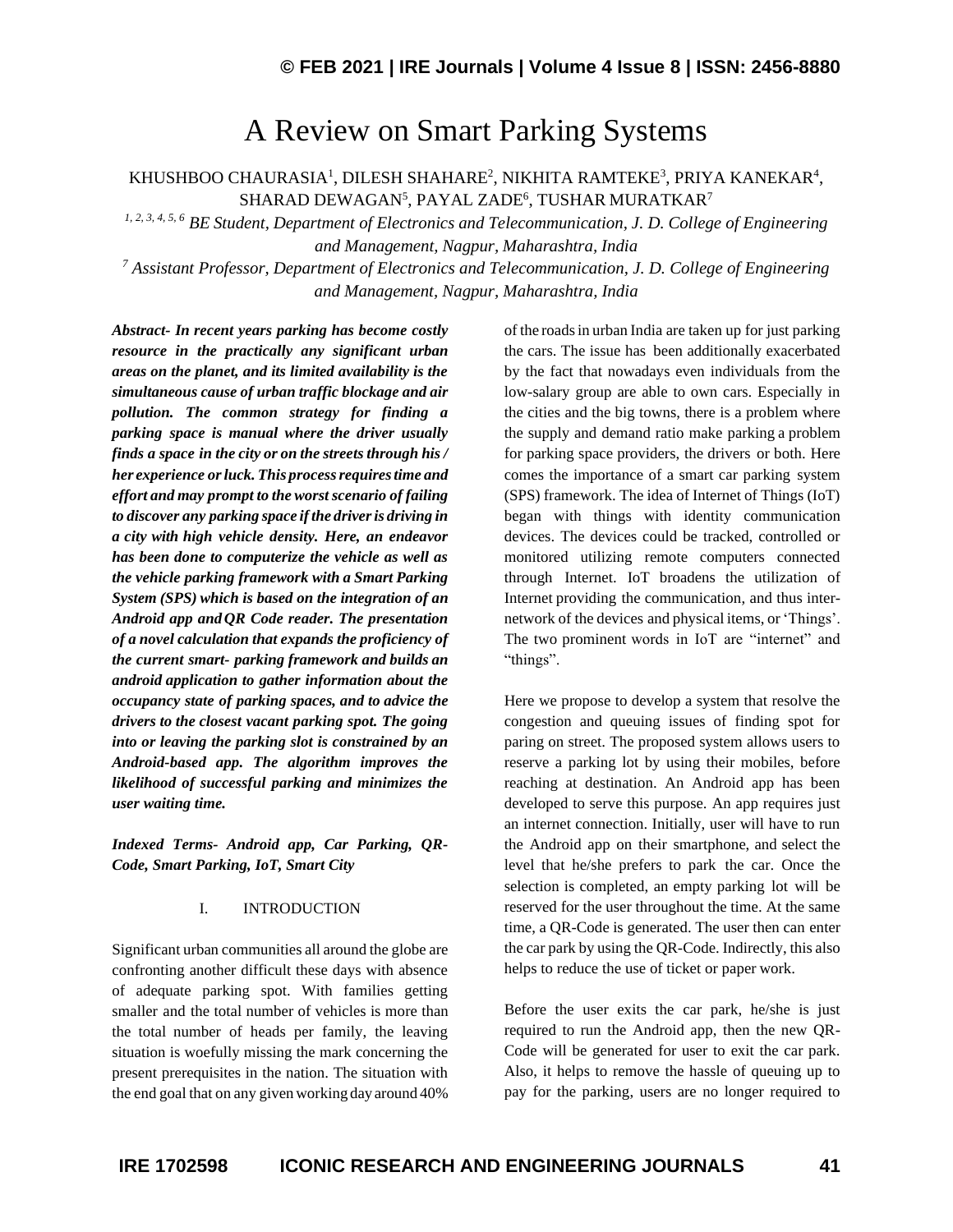# A Review on Smart Parking Systems

KHUSHBOO CHAURASIA[1], DILESH SHAHARE[2], NIKHITA RAMTEKE[3], PRIYA KANEKAR[4], SHARAD DEWAGAN[5], PAYAL ZADE[6], TUSHAR MURATKAR[7]

*[1, 2, 3, 4, 5, 6] BE Student, Department of Electronics and Telecommunication, J. D. College of Engineering and Management, Nagpur, Maharashtra, India*

*[7] Assistant Professor, Department of Electronics and Telecommunication, J. D. College of Engineering and Management, Nagpur, Maharashtra, India*

***Abstract- In recent years parking has become costly resource in the practically any significant urban areas on the planet, and its limited availability is the simultaneous cause of urban traffic blockage and air pollution. The common strategy for finding a parking space is manual where the driver usually finds a space in the city or on the streets through his / her experience or luck. This process requires time and effort and may prompt to the worst scenario of failing to discover any parking space if the driver is driving in a city with high vehicle density. Here, an endeavor has been done to computerize the vehicle as well as the vehicle parking framework with a Smart Parking System (SPS) which is based on the integration of an Android app and QR Code reader. The presentation of a novel calculation that expands the proficiency of the current smart- parking framework and builds an android application to gather information about the occupancy state of parking spaces, and to advice the drivers to the closest vacant parking spot. The going into or leaving the parking slot is constrained by an Android-based app. The algorithm improves the likelihood of successful parking and minimizes the user waiting time.***

***Indexed Terms- Android app, Car Parking, QR-Code, Smart Parking, IoT, Smart City***

## I. INTRODUCTION

Significant urban communities all around the globe are confronting another difficult these days with absence of adequate parking spot. With families getting smaller and the total number of vehicles is more than the total number of heads per family, the leaving situation is woefully missing the mark concerning the present prerequisites in the nation. The situation with the end goal that on any given working day around 40% of the roads in urban India are taken up for just parking the cars. The issue has been additionally exacerbated by the fact that nowadays even individuals from the low-salary group are able to own cars. Especially in the cities and the big towns, there is a problem where the supply and demand ratio make parking a problem for parking space providers, the drivers or both. Here comes the importance of a smart car parking system (SPS) framework. The idea of Internet of Things (IoT) began with things with identity communication devices. The devices could be tracked, controlled or monitored utilizing remote computers connected through Internet. IoT broadens the utilization of Internet providing the communication, and thus inter-network of the devices and physical items, or 'Things'. The two prominent words in IoT are "internet" and "things".

Here we propose to develop a system that resolve the congestion and queuing issues of finding spot for paring on street. The proposed system allows users to reserve a parking lot by using their mobiles, before reaching at destination. An Android app has been developed to serve this purpose. An app requires just an internet connection. Initially, user will have to run the Android app on their smartphone, and select the level that he/she prefers to park the car. Once the selection is completed, an empty parking lot will be reserved for the user throughout the time. At the same time, a QR-Code is generated. The user then can enter the car park by using the QR-Code. Indirectly, this also helps to reduce the use of ticket or paper work.

Before the user exits the car park, he/she is just required to run the Android app, then the new QR-Code will be generated for user to exit the car park. Also, it helps to remove the hassle of queuing up to pay for the parking, users are no longer required to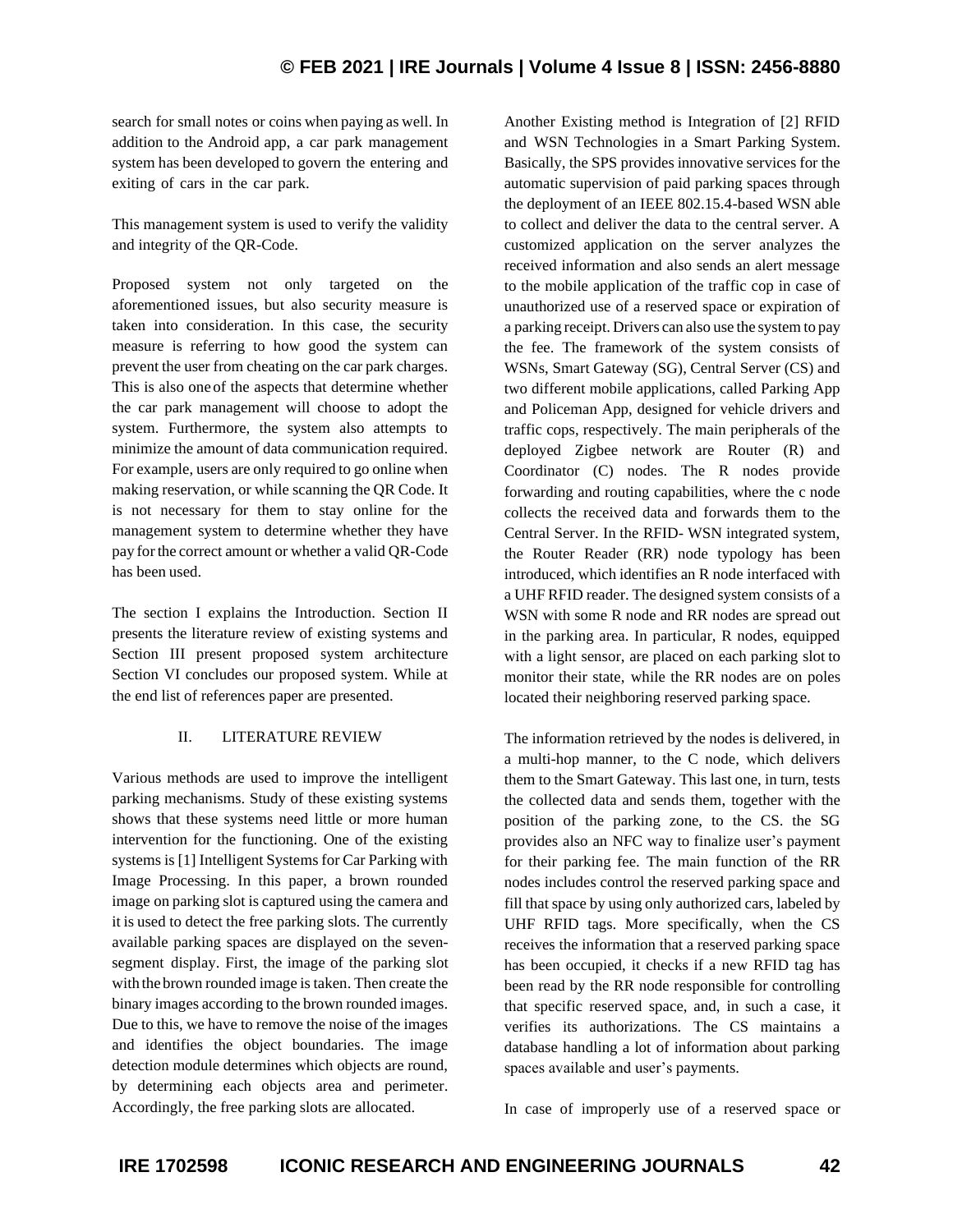search for small notes or coins when paying as well. In addition to the Android app, a car park management system has been developed to govern the entering and exiting of cars in the car park.

This management system is used to verify the validity and integrity of the QR-Code.

Proposed system not only targeted on the aforementioned issues, but also security measure is taken into consideration. In this case, the security measure is referring to how good the system can prevent the user from cheating on the car park charges. This is also one of the aspects that determine whether the car park management will choose to adopt the system. Furthermore, the system also attempts to minimize the amount of data communication required. For example, users are only required to go online when making reservation, or while scanning the QR Code. It is not necessary for them to stay online for the management system to determine whether they have pay for the correct amount or whether a valid QR-Code has been used.

The section I explains the Introduction. Section II presents the literature review of existing systems and Section III present proposed system architecture Section VI concludes our proposed system. While at the end list of references paper are presented.

## II. LITERATURE REVIEW

Various methods are used to improve the intelligent parking mechanisms. Study of these existing systems shows that these systems need little or more human intervention for the functioning. One of the existing systems is [1] Intelligent Systems for Car Parking with Image Processing. In this paper, a brown rounded image on parking slot is captured using the camera and it is used to detect the free parking slots. The currently available parking spaces are displayed on the seven-segment display. First, the image of the parking slot with the brown rounded image is taken. Then create the binary images according to the brown rounded images. Due to this, we have to remove the noise of the images and identifies the object boundaries. The image detection module determines which objects are round, by determining each objects area and perimeter. Accordingly, the free parking slots are allocated.

Another Existing method is Integration of [2] RFID and WSN Technologies in a Smart Parking System. Basically, the SPS provides innovative services for the automatic supervision of paid parking spaces through the deployment of an IEEE 802.15.4-based WSN able to collect and deliver the data to the central server. A customized application on the server analyzes the received information and also sends an alert message to the mobile application of the traffic cop in case of unauthorized use of a reserved space or expiration of a parking receipt. Drivers can also use the system to pay the fee. The framework of the system consists of WSNs, Smart Gateway (SG), Central Server (CS) and two different mobile applications, called Parking App and Policeman App, designed for vehicle drivers and traffic cops, respectively. The main peripherals of the deployed Zigbee network are Router (R) and Coordinator (C) nodes. The R nodes provide forwarding and routing capabilities, where the c node collects the received data and forwards them to the Central Server. In the RFID- WSN integrated system, the Router Reader (RR) node typology has been introduced, which identifies an R node interfaced with a UHF RFID reader. The designed system consists of a WSN with some R node and RR nodes are spread out in the parking area. In particular, R nodes, equipped with a light sensor, are placed on each parking slot to monitor their state, while the RR nodes are on poles located their neighboring reserved parking space.

The information retrieved by the nodes is delivered, in a multi-hop manner, to the C node, which delivers them to the Smart Gateway. This last one, in turn, tests the collected data and sends them, together with the position of the parking zone, to the CS. the SG provides also an NFC way to finalize user's payment for their parking fee. The main function of the RR nodes includes control the reserved parking space and fill that space by using only authorized cars, labeled by UHF RFID tags. More specifically, when the CS receives the information that a reserved parking space has been occupied, it checks if a new RFID tag has been read by the RR node responsible for controlling that specific reserved space, and, in such a case, it verifies its authorizations. The CS maintains a database handling a lot of information about parking spaces available and user's payments.

In case of improperly use of a reserved space or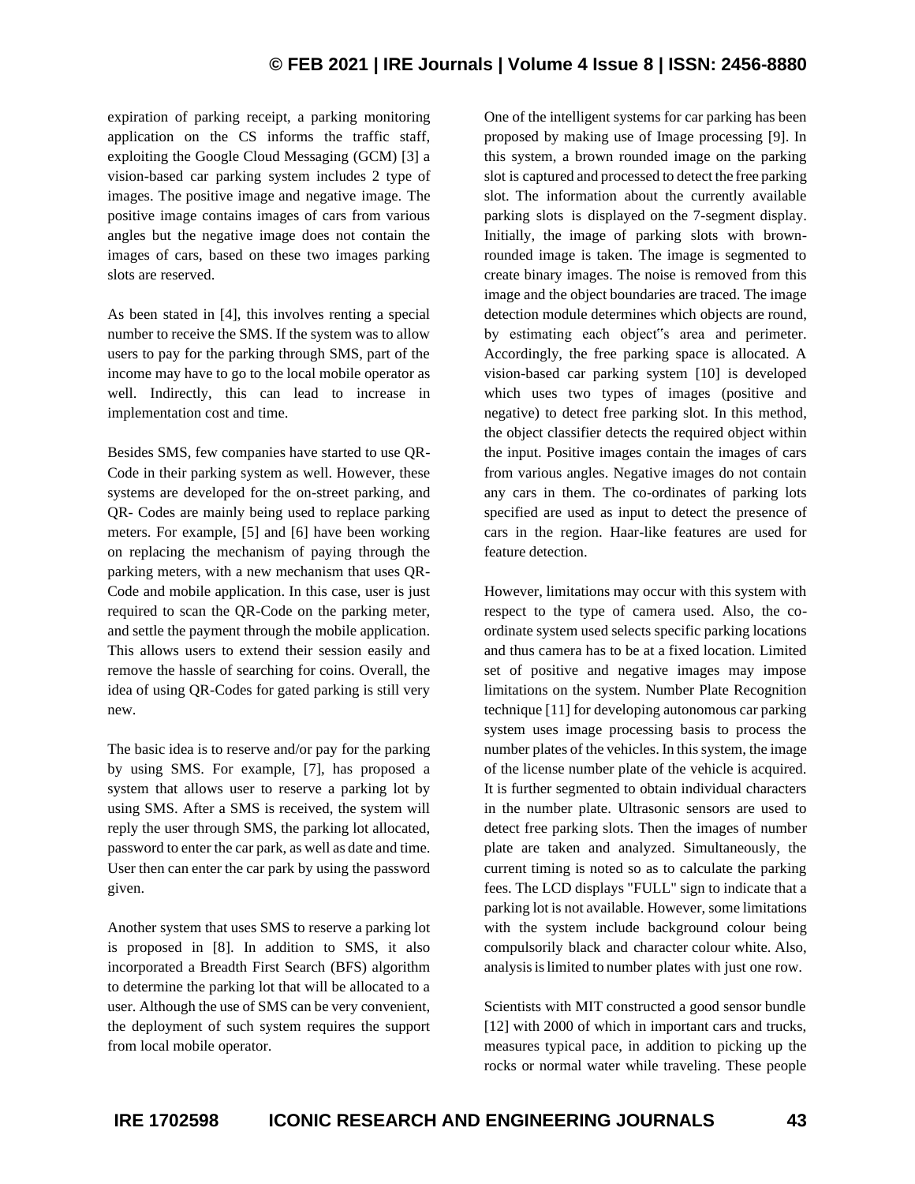expiration of parking receipt, a parking monitoring application on the CS informs the traffic staff, exploiting the Google Cloud Messaging (GCM) [3] a vision-based car parking system includes 2 type of images. The positive image and negative image. The positive image contains images of cars from various angles but the negative image does not contain the images of cars, based on these two images parking slots are reserved.

As been stated in [4], this involves renting a special number to receive the SMS. If the system was to allow users to pay for the parking through SMS, part of the income may have to go to the local mobile operator as well. Indirectly, this can lead to increase in implementation cost and time.

Besides SMS, few companies have started to use QR-Code in their parking system as well. However, these systems are developed for the on-street parking, and QR- Codes are mainly being used to replace parking meters. For example, [5] and [6] have been working on replacing the mechanism of paying through the parking meters, with a new mechanism that uses QR-Code and mobile application. In this case, user is just required to scan the QR-Code on the parking meter, and settle the payment through the mobile application. This allows users to extend their session easily and remove the hassle of searching for coins. Overall, the idea of using QR-Codes for gated parking is still very new.

The basic idea is to reserve and/or pay for the parking by using SMS. For example, [7], has proposed a system that allows user to reserve a parking lot by using SMS. After a SMS is received, the system will reply the user through SMS, the parking lot allocated, password to enter the car park, as well as date and time. User then can enter the car park by using the password given.

Another system that uses SMS to reserve a parking lot is proposed in [8]. In addition to SMS, it also incorporated a Breadth First Search (BFS) algorithm to determine the parking lot that will be allocated to a user. Although the use of SMS can be very convenient, the deployment of such system requires the support from local mobile operator.

One of the intelligent systems for car parking has been proposed by making use of Image processing [9]. In this system, a brown rounded image on the parking slot is captured and processed to detect the free parking slot. The information about the currently available parking slots is displayed on the 7-segment display. Initially, the image of parking slots with brown-rounded image is taken. The image is segmented to create binary images. The noise is removed from this image and the object boundaries are traced. The image detection module determines which objects are round, by estimating each object"s area and perimeter. Accordingly, the free parking space is allocated. A vision-based car parking system [10] is developed which uses two types of images (positive and negative) to detect free parking slot. In this method, the object classifier detects the required object within the input. Positive images contain the images of cars from various angles. Negative images do not contain any cars in them. The co-ordinates of parking lots specified are used as input to detect the presence of cars in the region. Haar-like features are used for feature detection.

However, limitations may occur with this system with respect to the type of camera used. Also, the co-ordinate system used selects specific parking locations and thus camera has to be at a fixed location. Limited set of positive and negative images may impose limitations on the system. Number Plate Recognition technique [11] for developing autonomous car parking system uses image processing basis to process the number plates of the vehicles. In this system, the image of the license number plate of the vehicle is acquired. It is further segmented to obtain individual characters in the number plate. Ultrasonic sensors are used to detect free parking slots. Then the images of number plate are taken and analyzed. Simultaneously, the current timing is noted so as to calculate the parking fees. The LCD displays "FULL" sign to indicate that a parking lot is not available. However, some limitations with the system include background colour being compulsorily black and character colour white. Also, analysis is limited to number plates with just one row.

Scientists with MIT constructed a good sensor bundle [12] with 2000 of which in important cars and trucks, measures typical pace, in addition to picking up the rocks or normal water while traveling. These people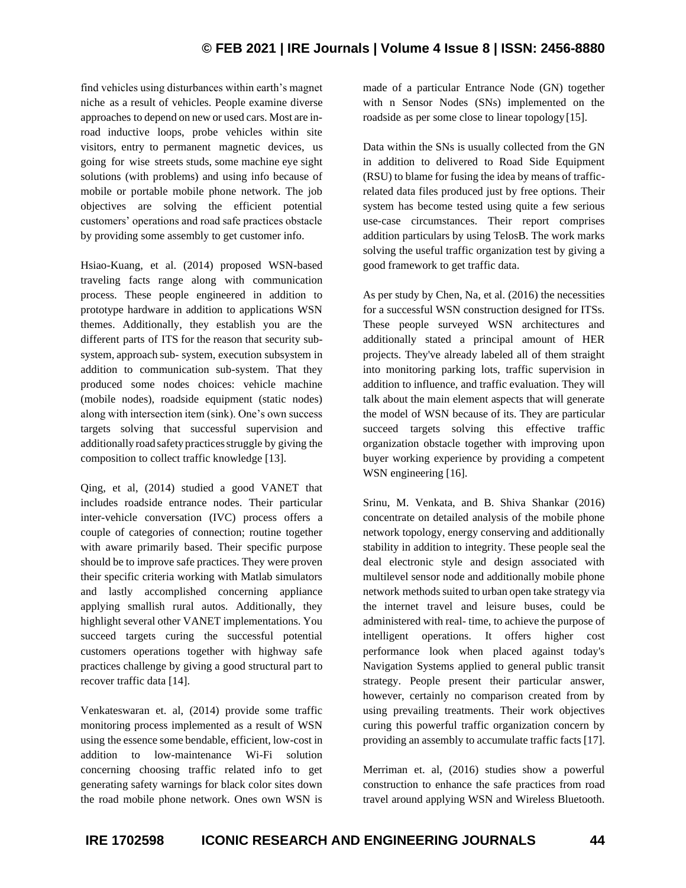find vehicles using disturbances within earth's magnet niche as a result of vehicles. People examine diverse approaches to depend on new or used cars. Most are in-road inductive loops, probe vehicles within site visitors, entry to permanent magnetic devices, us going for wise streets studs, some machine eye sight solutions (with problems) and using info because of mobile or portable mobile phone network. The job objectives are solving the efficient potential customers' operations and road safe practices obstacle by providing some assembly to get customer info.

Hsiao-Kuang, et al. (2014) proposed WSN-based traveling facts range along with communication process. These people engineered in addition to prototype hardware in addition to applications WSN themes. Additionally, they establish you are the different parts of ITS for the reason that security sub-system, approach sub- system, execution subsystem in addition to communication sub-system. That they produced some nodes choices: vehicle machine (mobile nodes), roadside equipment (static nodes) along with intersection item (sink). One's own success targets solving that successful supervision and additionally road safety practices struggle by giving the composition to collect traffic knowledge [13].

Qing, et al, (2014) studied a good VANET that includes roadside entrance nodes. Their particular inter-vehicle conversation (IVC) process offers a couple of categories of connection; routine together with aware primarily based. Their specific purpose should be to improve safe practices. They were proven their specific criteria working with Matlab simulators and lastly accomplished concerning appliance applying smallish rural autos. Additionally, they highlight several other VANET implementations. You succeed targets curing the successful potential customers operations together with highway safe practices challenge by giving a good structural part to recover traffic data [14].

Venkateswaran et. al, (2014) provide some traffic monitoring process implemented as a result of WSN using the essence some bendable, efficient, low-cost in addition to low-maintenance Wi-Fi solution concerning choosing traffic related info to get generating safety warnings for black color sites down the road mobile phone network. Ones own WSN is made of a particular Entrance Node (GN) together with n Sensor Nodes (SNs) implemented on the roadside as per some close to linear topology [15].

Data within the SNs is usually collected from the GN in addition to delivered to Road Side Equipment (RSU) to blame for fusing the idea by means of traffic-related data files produced just by free options. Their system has become tested using quite a few serious use-case circumstances. Their report comprises addition particulars by using TelosB. The work marks solving the useful traffic organization test by giving a good framework to get traffic data.

As per study by Chen, Na, et al. (2016) the necessities for a successful WSN construction designed for ITSs. These people surveyed WSN architectures and additionally stated a principal amount of HER projects. They've already labeled all of them straight into monitoring parking lots, traffic supervision in addition to influence, and traffic evaluation. They will talk about the main element aspects that will generate the model of WSN because of its. They are particular succeed targets solving this effective traffic organization obstacle together with improving upon buyer working experience by providing a competent WSN engineering [16].

Srinu, M. Venkata, and B. Shiva Shankar (2016) concentrate on detailed analysis of the mobile phone network topology, energy conserving and additionally stability in addition to integrity. These people seal the deal electronic style and design associated with multilevel sensor node and additionally mobile phone network methods suited to urban open take strategy via the internet travel and leisure buses, could be administered with real- time, to achieve the purpose of intelligent operations. It offers higher cost performance look when placed against today's Navigation Systems applied to general public transit strategy. People present their particular answer, however, certainly no comparison created from by using prevailing treatments. Their work objectives curing this powerful traffic organization concern by providing an assembly to accumulate traffic facts [17].

Merriman et. al, (2016) studies show a powerful construction to enhance the safe practices from road travel around applying WSN and Wireless Bluetooth.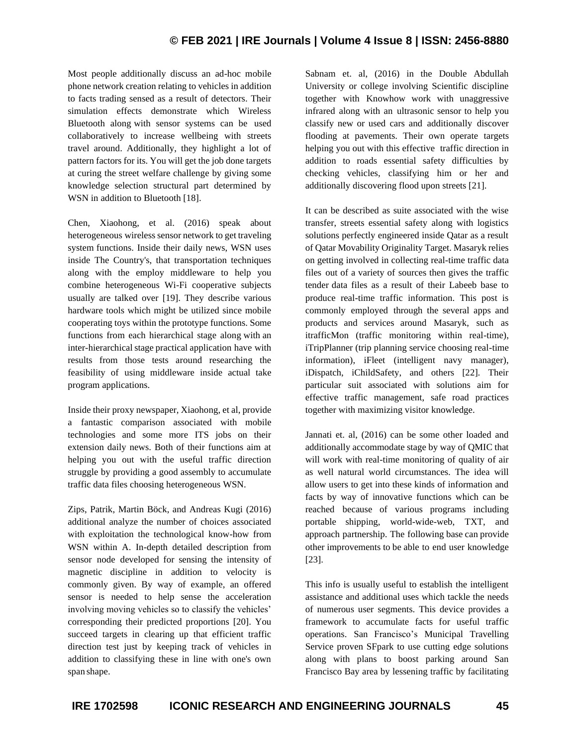Most people additionally discuss an ad-hoc mobile phone network creation relating to vehicles in addition to facts trading sensed as a result of detectors. Their simulation effects demonstrate which Wireless Bluetooth along with sensor systems can be used collaboratively to increase wellbeing with streets travel around. Additionally, they highlight a lot of pattern factors for its. You will get the job done targets at curing the street welfare challenge by giving some knowledge selection structural part determined by WSN in addition to Bluetooth [18].

Chen, Xiaohong, et al. (2016) speak about heterogeneous wireless sensor network to get traveling system functions. Inside their daily news, WSN uses inside The Country's, that transportation techniques along with the employ middleware to help you combine heterogeneous Wi-Fi cooperative subjects usually are talked over [19]. They describe various hardware tools which might be utilized since mobile cooperating toys within the prototype functions. Some functions from each hierarchical stage along with an inter-hierarchical stage practical application have with results from those tests around researching the feasibility of using middleware inside actual take program applications.

Inside their proxy newspaper, Xiaohong, et al, provide a fantastic comparison associated with mobile technologies and some more ITS jobs on their extension daily news. Both of their functions aim at helping you out with the useful traffic direction struggle by providing a good assembly to accumulate traffic data files choosing heterogeneous WSN.

Zips, Patrik, Martin Böck, and Andreas Kugi (2016) additional analyze the number of choices associated with exploitation the technological know-how from WSN within A. In-depth detailed description from sensor node developed for sensing the intensity of magnetic discipline in addition to velocity is commonly given. By way of example, an offered sensor is needed to help sense the acceleration involving moving vehicles so to classify the vehicles' corresponding their predicted proportions [20]. You succeed targets in clearing up that efficient traffic direction test just by keeping track of vehicles in addition to classifying these in line with one's own span shape.

Sabnam et. al, (2016) in the Double Abdullah University or college involving Scientific discipline together with Knowhow work with unaggressive infrared along with an ultrasonic sensor to help you classify new or used cars and additionally discover flooding at pavements. Their own operate targets helping you out with this effective traffic direction in addition to roads essential safety difficulties by checking vehicles, classifying him or her and additionally discovering flood upon streets [21].

It can be described as suite associated with the wise transfer, streets essential safety along with logistics solutions perfectly engineered inside Qatar as a result of Qatar Movability Originality Target. Masaryk relies on getting involved in collecting real-time traffic data files out of a variety of sources then gives the traffic tender data files as a result of their Labeeb base to produce real-time traffic information. This post is commonly employed through the several apps and products and services around Masaryk, such as itrafficMon (traffic monitoring within real-time), iTripPlanner (trip planning service choosing real-time information), iFleet (intelligent navy manager), iDispatch, iChildSafety, and others [22]. Their particular suit associated with solutions aim for effective traffic management, safe road practices together with maximizing visitor knowledge.

Jannati et. al, (2016) can be some other loaded and additionally accommodate stage by way of QMIC that will work with real-time monitoring of quality of air as well natural world circumstances. The idea will allow users to get into these kinds of information and facts by way of innovative functions which can be reached because of various programs including portable shipping, world-wide-web, TXT, and approach partnership. The following base can provide other improvements to be able to end user knowledge [23].

This info is usually useful to establish the intelligent assistance and additional uses which tackle the needs of numerous user segments. This device provides a framework to accumulate facts for useful traffic operations. San Francisco's Municipal Travelling Service proven SFpark to use cutting edge solutions along with plans to boost parking around San Francisco Bay area by lessening traffic by facilitating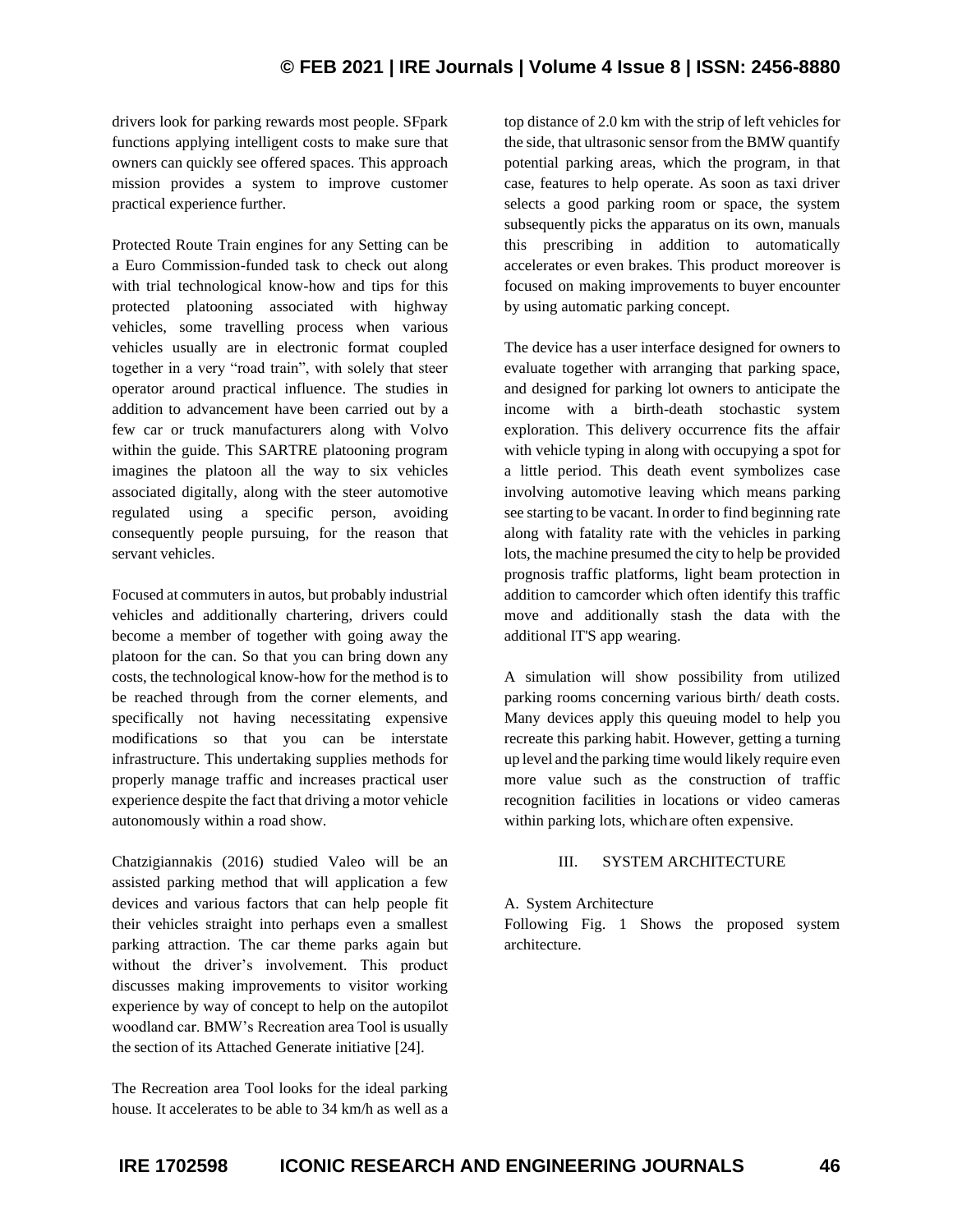drivers look for parking rewards most people. SFpark functions applying intelligent costs to make sure that owners can quickly see offered spaces. This approach mission provides a system to improve customer practical experience further.

Protected Route Train engines for any Setting can be a Euro Commission-funded task to check out along with trial technological know-how and tips for this protected platooning associated with highway vehicles, some travelling process when various vehicles usually are in electronic format coupled together in a very "road train", with solely that steer operator around practical influence. The studies in addition to advancement have been carried out by a few car or truck manufacturers along with Volvo within the guide. This SARTRE platooning program imagines the platoon all the way to six vehicles associated digitally, along with the steer automotive regulated using a specific person, avoiding consequently people pursuing, for the reason that servant vehicles.

Focused at commuters in autos, but probably industrial vehicles and additionally chartering, drivers could become a member of together with going away the platoon for the can. So that you can bring down any costs, the technological know-how for the method is to be reached through from the corner elements, and specifically not having necessitating expensive modifications so that you can be interstate infrastructure. This undertaking supplies methods for properly manage traffic and increases practical user experience despite the fact that driving a motor vehicle autonomously within a road show.

Chatzigiannakis (2016) studied Valeo will be an assisted parking method that will application a few devices and various factors that can help people fit their vehicles straight into perhaps even a smallest parking attraction. The car theme parks again but without the driver's involvement. This product discusses making improvements to visitor working experience by way of concept to help on the autopilot woodland car. BMW's Recreation area Tool is usually the section of its Attached Generate initiative [24].

The Recreation area Tool looks for the ideal parking house. It accelerates to be able to 34 km/h as well as a top distance of 2.0 km with the strip of left vehicles for the side, that ultrasonic sensor from the BMW quantify potential parking areas, which the program, in that case, features to help operate. As soon as taxi driver selects a good parking room or space, the system subsequently picks the apparatus on its own, manuals this prescribing in addition to automatically accelerates or even brakes. This product moreover is focused on making improvements to buyer encounter by using automatic parking concept.

The device has a user interface designed for owners to evaluate together with arranging that parking space, and designed for parking lot owners to anticipate the income with a birth-death stochastic system exploration. This delivery occurrence fits the affair with vehicle typing in along with occupying a spot for a little period. This death event symbolizes case involving automotive leaving which means parking see starting to be vacant. In order to find beginning rate along with fatality rate with the vehicles in parking lots, the machine presumed the city to help be provided prognosis traffic platforms, light beam protection in addition to camcorder which often identify this traffic move and additionally stash the data with the additional IT'S app wearing.

A simulation will show possibility from utilized parking rooms concerning various birth/ death costs. Many devices apply this queuing model to help you recreate this parking habit. However, getting a turning up level and the parking time would likely require even more value such as the construction of traffic recognition facilities in locations or video cameras within parking lots, which are often expensive.

## III. SYSTEM ARCHITECTURE

### A. System Architecture

Following Fig. 1 Shows the proposed system architecture.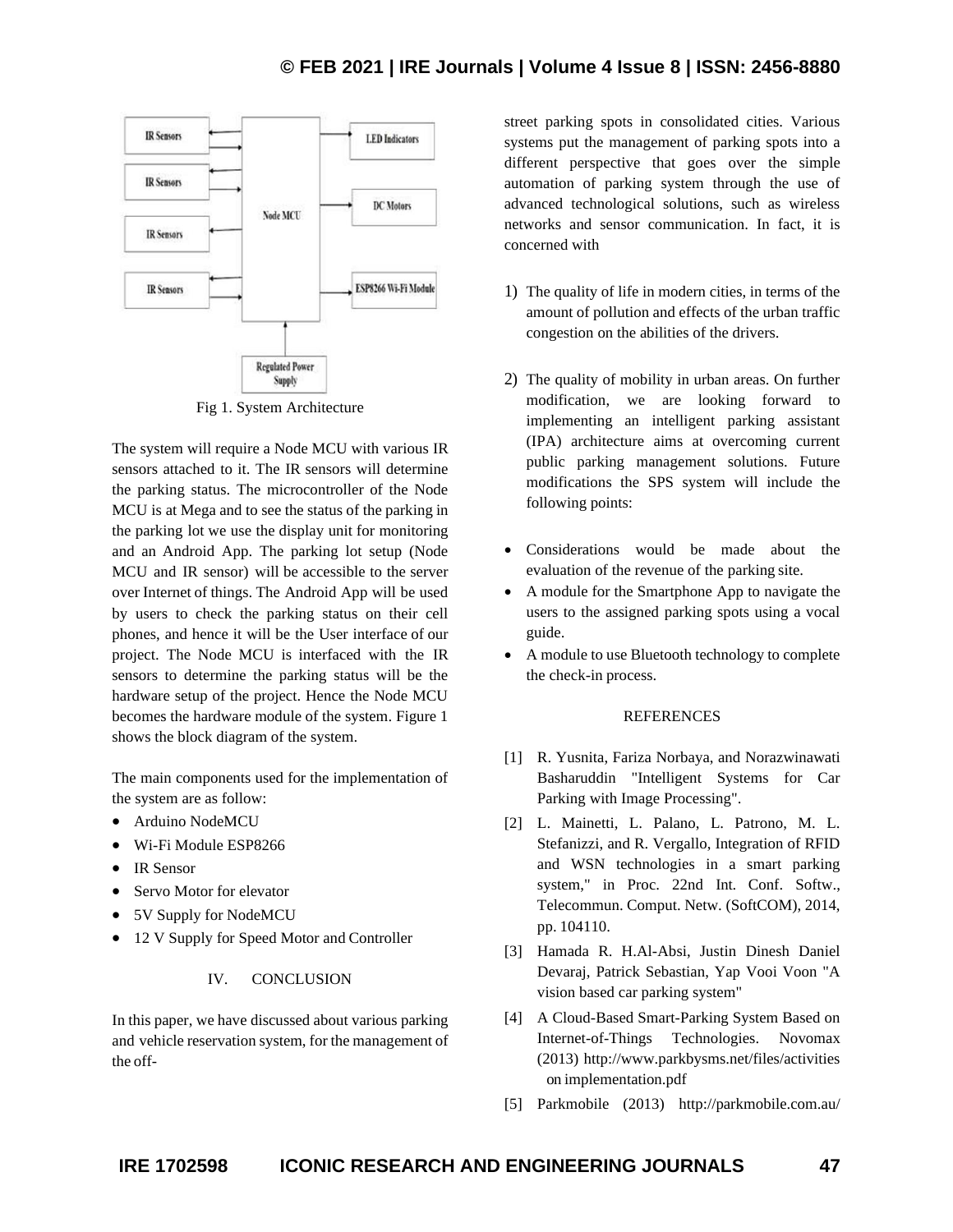Fig 1. System Architecture

The system will require a Node MCU with various IR sensors attached to it. The IR sensors will determine the parking status. The microcontroller of the Node MCU is at Mega and to see the status of the parking in the parking lot we use the display unit for monitoring and an Android App. The parking lot setup (Node MCU and IR sensor) will be accessible to the server over Internet of things. The Android App will be used by users to check the parking status on their cell phones, and hence it will be the User interface of our project. The Node MCU is interfaced with the IR sensors to determine the parking status will be the hardware setup of the project. Hence the Node MCU becomes the hardware module of the system. Figure 1 shows the block diagram of the system.

The main components used for the implementation of the system are as follow:

- Arduino NodeMCU
- Wi-Fi Module ESP8266
- IR Sensor
- Servo Motor for elevator
- 5V Supply for NodeMCU
- 12 V Supply for Speed Motor and Controller

## IV. CONCLUSION

In this paper, we have discussed about various parking and vehicle reservation system, for the management of the off-street parking spots in consolidated cities. Various systems put the management of parking spots into a different perspective that goes over the simple automation of parking system through the use of advanced technological solutions, such as wireless networks and sensor communication. In fact, it is concerned with

1) The quality of life in modern cities, in terms of the amount of pollution and effects of the urban traffic congestion on the abilities of the drivers.

2) The quality of mobility in urban areas. On further modification, we are looking forward to implementing an intelligent parking assistant (IPA) architecture aims at overcoming current public parking management solutions. Future modifications the SPS system will include the following points:

- Considerations would be made about the evaluation of the revenue of the parking site.
- A module for the Smartphone App to navigate the users to the assigned parking spots using a vocal guide.
- A module to use Bluetooth technology to complete the check-in process.

## REFERENCES

[1] R. Yusnita, Fariza Norbaya, and Norazwinawati Basharuddin "Intelligent Systems for Car Parking with Image Processing".

[2] L. Mainetti, L. Palano, L. Patrono, M. L. Stefanizzi, and R. Vergallo, Integration of RFID and WSN technologies in a smart parking system," in Proc. 22nd Int. Conf. Softw., Telecommun. Comput. Netw. (SoftCOM), 2014, pp. 104110.

[3] Hamada R. H.Al-Absi, Justin Dinesh Daniel Devaraj, Patrick Sebastian, Yap Vooi Voon "A vision based car parking system"

[4] A Cloud-Based Smart-Parking System Based on Internet-of-Things Technologies. Novomax (2013) http://www.parkbysms.net/files/activities on implementation.pdf

[5] Parkmobile (2013) http://parkmobile.com.au/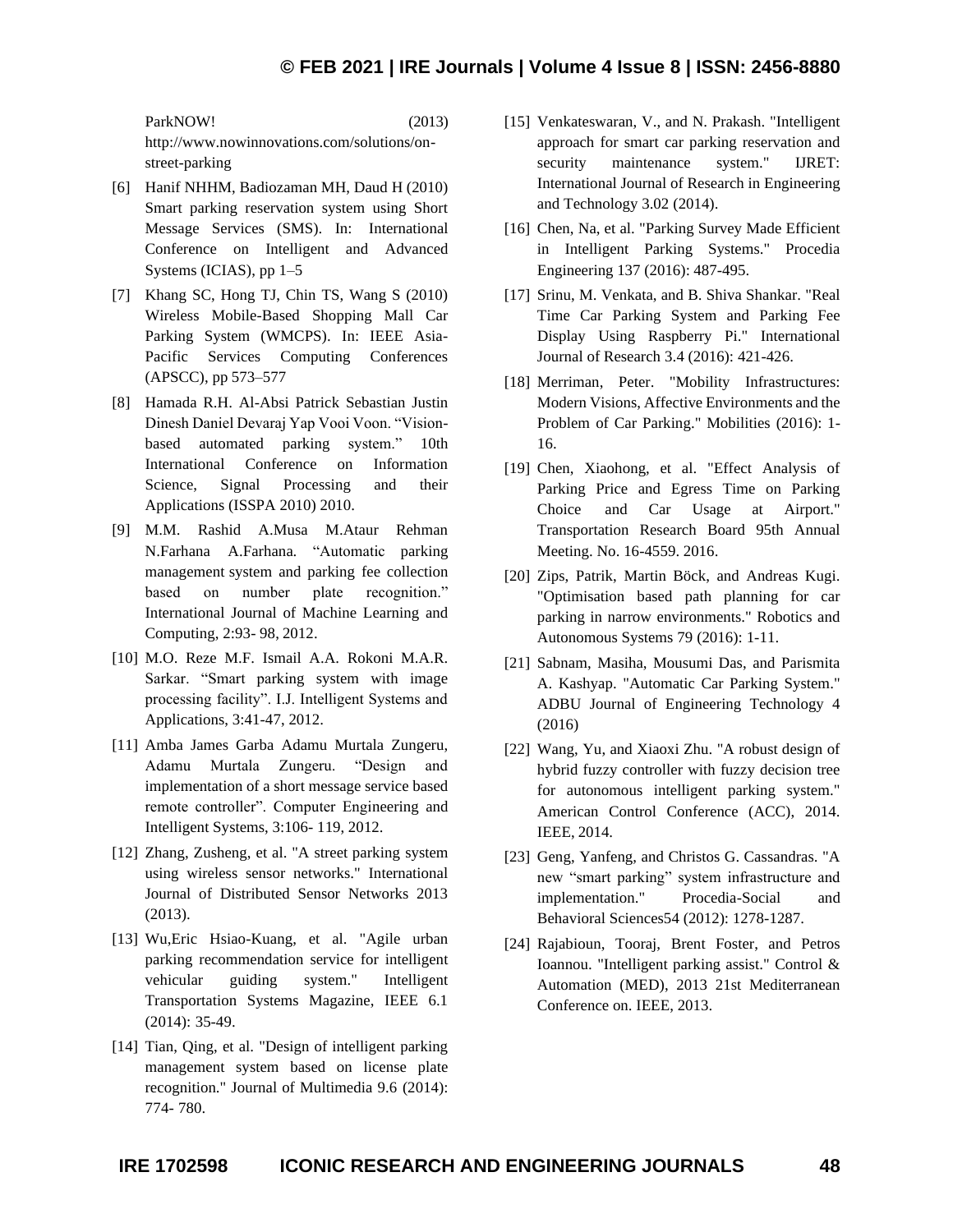ParkNOW! (2013) http://www.nowinnovations.com/solutions/on-street-parking

[6] Hanif NHHM, Badiozaman MH, Daud H (2010) Smart parking reservation system using Short Message Services (SMS). In: International Conference on Intelligent and Advanced Systems (ICIAS), pp 1–5

[7] Khang SC, Hong TJ, Chin TS, Wang S (2010) Wireless Mobile-Based Shopping Mall Car Parking System (WMCPS). In: IEEE Asia-Pacific Services Computing Conferences (APSCC), pp 573–577

[8] Hamada R.H. Al-Absi Patrick Sebastian Justin Dinesh Daniel Devaraj Yap Vooi Voon. "Vision-based automated parking system." 10th International Conference on Information Science, Signal Processing and their Applications (ISSPA 2010) 2010.

[9] M.M. Rashid A.Musa M.Ataur Rehman N.Farhana A.Farhana. "Automatic parking management system and parking fee collection based on number plate recognition." International Journal of Machine Learning and Computing, 2:93- 98, 2012.

[10] M.O. Reze M.F. Ismail A.A. Rokoni M.A.R. Sarkar. "Smart parking system with image processing facility". I.J. Intelligent Systems and Applications, 3:41-47, 2012.

[11] Amba James Garba Adamu Murtala Zungeru, Adamu Murtala Zungeru. "Design and implementation of a short message service based remote controller". Computer Engineering and Intelligent Systems, 3:106- 119, 2012.

[12] Zhang, Zusheng, et al. "A street parking system using wireless sensor networks." International Journal of Distributed Sensor Networks 2013 (2013).

[13] Wu,Eric Hsiao-Kuang, et al. "Agile urban parking recommendation service for intelligent vehicular guiding system." Intelligent Transportation Systems Magazine, IEEE 6.1 (2014): 35-49.

[14] Tian, Qing, et al. "Design of intelligent parking management system based on license plate recognition." Journal of Multimedia 9.6 (2014): 774- 780.

[15] Venkateswaran, V., and N. Prakash. "Intelligent approach for smart car parking reservation and security maintenance system." IJRET: International Journal of Research in Engineering and Technology 3.02 (2014).

[16] Chen, Na, et al. "Parking Survey Made Efficient in Intelligent Parking Systems." Procedia Engineering 137 (2016): 487-495.

[17] Srinu, M. Venkata, and B. Shiva Shankar. "Real Time Car Parking System and Parking Fee Display Using Raspberry Pi." International Journal of Research 3.4 (2016): 421-426.

[18] Merriman, Peter. "Mobility Infrastructures: Modern Visions, Affective Environments and the Problem of Car Parking." Mobilities (2016): 1-16.

[19] Chen, Xiaohong, et al. "Effect Analysis of Parking Price and Egress Time on Parking Choice and Car Usage at Airport." Transportation Research Board 95th Annual Meeting. No. 16-4559. 2016.

[20] Zips, Patrik, Martin Böck, and Andreas Kugi. "Optimisation based path planning for car parking in narrow environments." Robotics and Autonomous Systems 79 (2016): 1-11.

[21] Sabnam, Masiha, Mousumi Das, and Parismita A. Kashyap. "Automatic Car Parking System." ADBU Journal of Engineering Technology 4 (2016)

[22] Wang, Yu, and Xiaoxi Zhu. "A robust design of hybrid fuzzy controller with fuzzy decision tree for autonomous intelligent parking system." American Control Conference (ACC), 2014. IEEE, 2014.

[23] Geng, Yanfeng, and Christos G. Cassandras. "A new "smart parking" system infrastructure and implementation." Procedia-Social and Behavioral Sciences54 (2012): 1278-1287.

[24] Rajabioun, Tooraj, Brent Foster, and Petros Ioannou. "Intelligent parking assist." Control & Automation (MED), 2013 21st Mediterranean Conference on. IEEE, 2013.